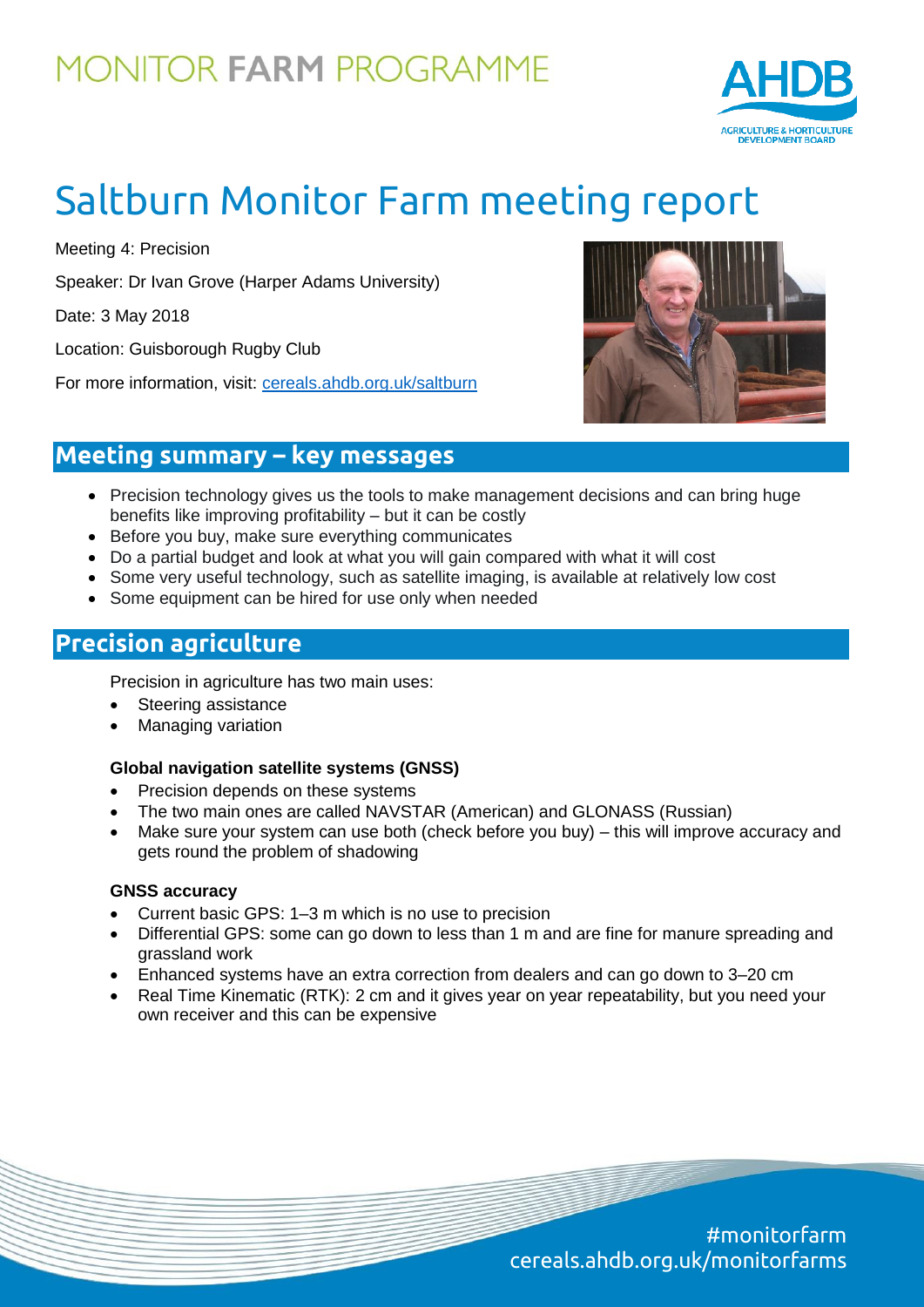MONITOR FARM PROGRAMME

# Saltburn Monitor Farm meeting report

Meeting 4: Precision

Speaker: Dr Ivan Grove (Harper Adams University)

Date: 3 May 2018

Location: Guisborough Rugby Club

For more information, visit: cereals.ahdb.org.uk/saltburn

## Meeting summary – key messages

- Precision technology gives us the tools to make management decisions and can bring huge benefits like improving profitability – but it can be costly
- Before you buy, make sure everything communicates
- Do a partial budget and look at what you will gain compared with what it will cost
- Some very useful technology, such as satellite imaging, is available at relatively low cost
- Some equipment can be hired for use only when needed

## Precision agriculture

Precision in agriculture has two main uses:

- Steering assistance
- Managing variation

**Global navigation satellite systems (GNSS)**

- Precision depends on these systems
- The two main ones are called NAVSTAR (American) and GLONASS (Russian)
- Make sure your system can use both (check before you buy) – this will improve accuracy and gets round the problem of shadowing

**GNSS accuracy**

- Current basic GPS: 1–3 m which is no use to precision
- Differential GPS: some can go down to less than 1 m and are fine for manure spreading and grassland work
- Enhanced systems have an extra correction from dealers and can go down to 3–20 cm
- Real Time Kinematic (RTK): 2 cm and it gives year on year repeatability, but you need your own receiver and this can be expensive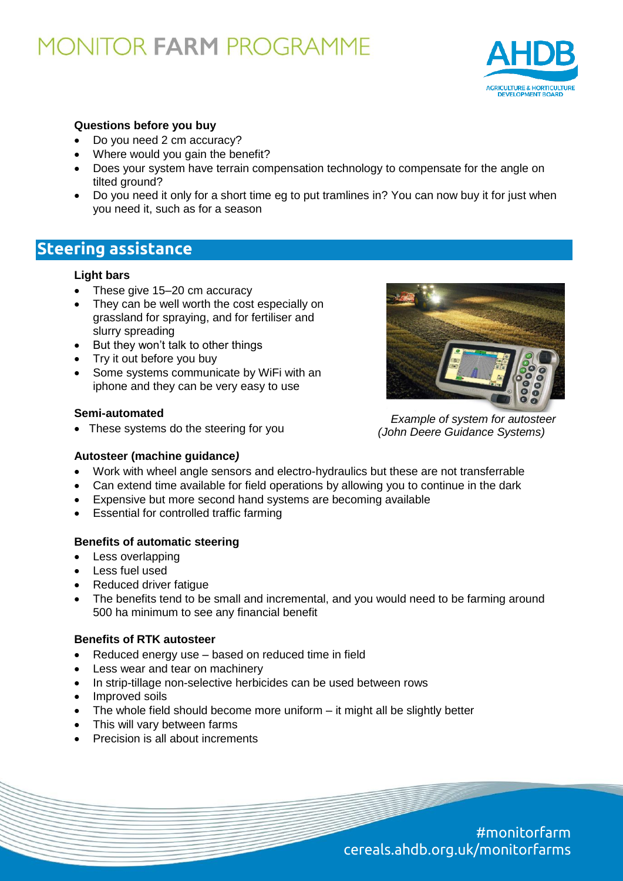**Questions before you buy**

- Do you need 2 cm accuracy?
- Where would you gain the benefit?
- Does your system have terrain compensation technology to compensate for the angle on tilted ground?
- Do you need it only for a short time eg to put tramlines in? You can now buy it for just when you need it, such as for a season

## Steering assistance

**Light bars**

- These give 15–20 cm accuracy
- They can be well worth the cost especially on grassland for spraying, and for fertiliser and slurry spreading
- But they won't talk to other things
- Try it out before you buy
- Some systems communicate by WiFi with an iphone and they can be very easy to use

**Semi-automated**

- These systems do the steering for you

*Example of system for autosteer (John Deere Guidance Systems)*

**Autosteer (machine guidance)**

- Work with wheel angle sensors and electro-hydraulics but these are not transferrable
- Can extend time available for field operations by allowing you to continue in the dark
- Expensive but more second hand systems are becoming available
- Essential for controlled traffic farming

**Benefits of automatic steering**

- Less overlapping
- Less fuel used
- Reduced driver fatigue
- The benefits tend to be small and incremental, and you would need to be farming around 500 ha minimum to see any financial benefit

**Benefits of RTK autosteer**

- Reduced energy use – based on reduced time in field
- Less wear and tear on machinery
- In strip-tillage non-selective herbicides can be used between rows
- Improved soils
- The whole field should become more uniform – it might all be slightly better
- This will vary between farms
- Precision is all about increments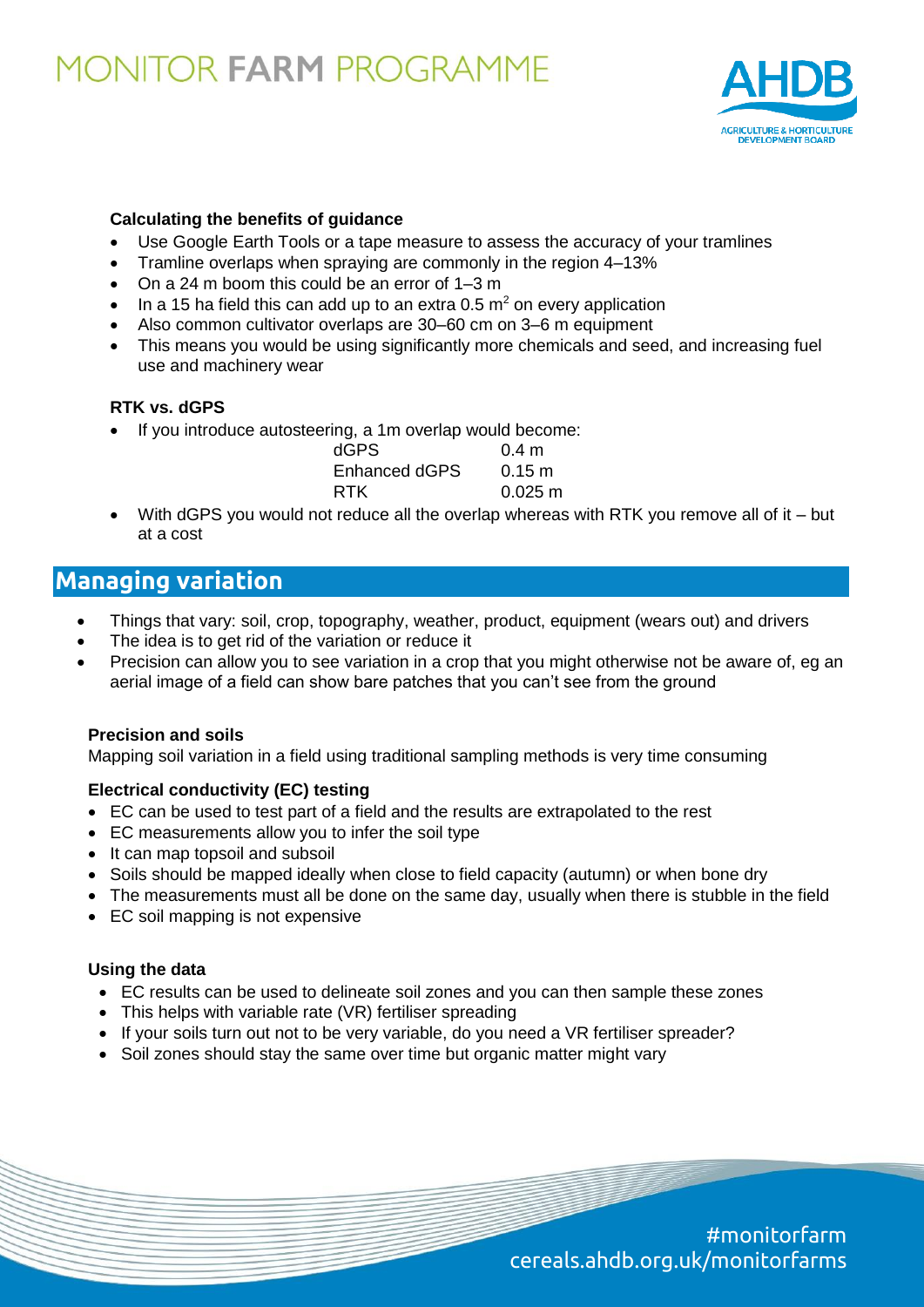**Calculating the benefits of guidance**

- Use Google Earth Tools or a tape measure to assess the accuracy of your tramlines
- Tramline overlaps when spraying are commonly in the region 4–13%
- On a 24 m boom this could be an error of 1–3 m
- In a 15 ha field this can add up to an extra 0.5 $m^2$ on every application
- Also common cultivator overlaps are 30–60 cm on 3–6 m equipment
- This means you would be using significantly more chemicals and seed, and increasing fuel use and machinery wear

**RTK vs. dGPS**

- If you introduce autosteering, a 1m overlap would become:

| | |
|---|---|
| dGPS | 0.4 m |
| Enhanced dGPS | 0.15 m |
| RTK | 0.025 m |

- With dGPS you would not reduce all the overlap whereas with RTK you remove all of it – but at a cost

## Managing variation

- Things that vary: soil, crop, topography, weather, product, equipment (wears out) and drivers
- The idea is to get rid of the variation or reduce it
- Precision can allow you to see variation in a crop that you might otherwise not be aware of, eg an aerial image of a field can show bare patches that you can't see from the ground

**Precision and soils**

Mapping soil variation in a field using traditional sampling methods is very time consuming

**Electrical conductivity (EC) testing**

- EC can be used to test part of a field and the results are extrapolated to the rest
- EC measurements allow you to infer the soil type
- It can map topsoil and subsoil
- Soils should be mapped ideally when close to field capacity (autumn) or when bone dry
- The measurements must all be done on the same day, usually when there is stubble in the field
- EC soil mapping is not expensive

**Using the data**

- EC results can be used to delineate soil zones and you can then sample these zones
- This helps with variable rate (VR) fertiliser spreading
- If your soils turn out not to be very variable, do you need a VR fertiliser spreader?
- Soil zones should stay the same over time but organic matter might vary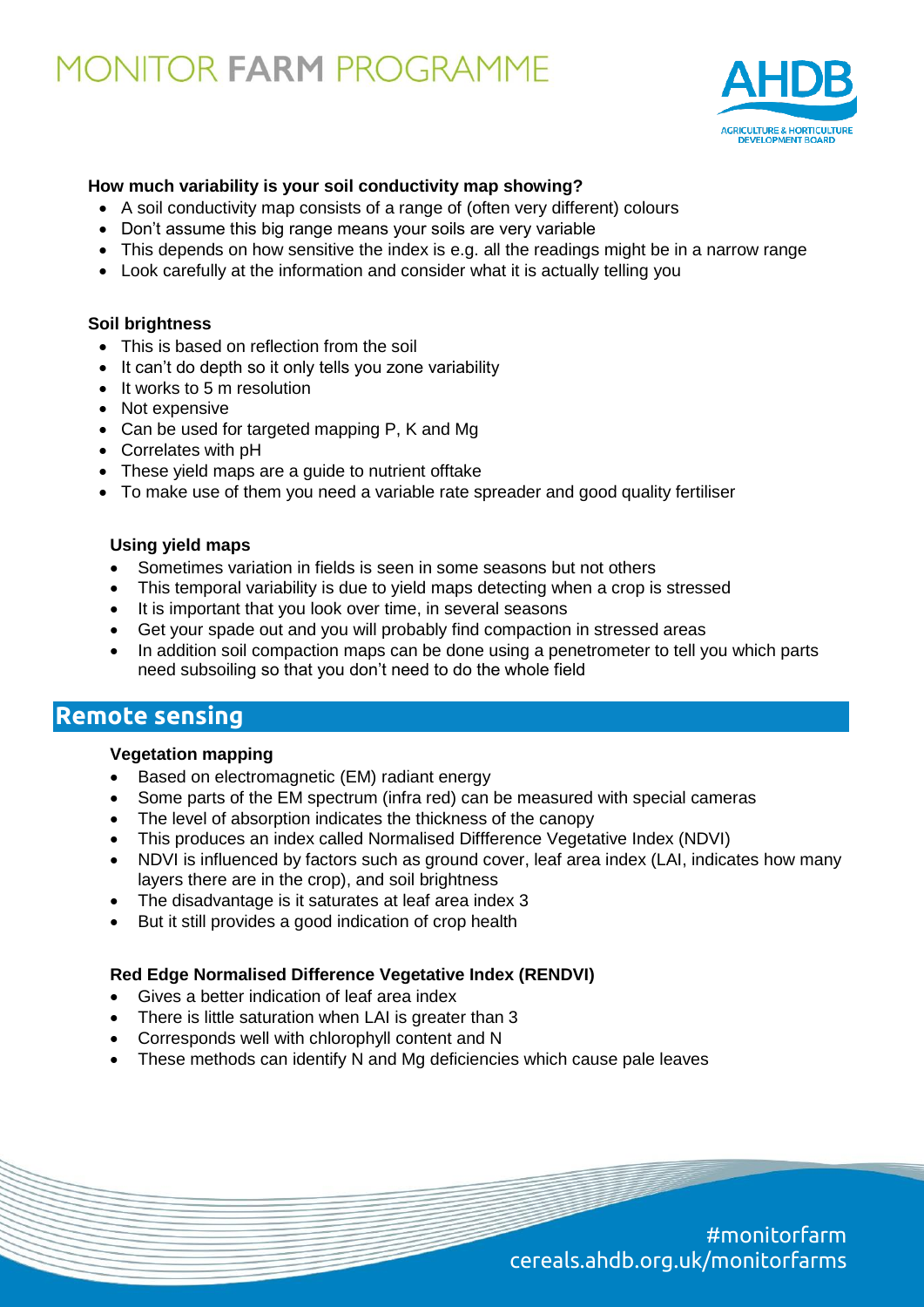**How much variability is your soil conductivity map showing?**

- A soil conductivity map consists of a range of (often very different) colours
- Don't assume this big range means your soils are very variable
- This depends on how sensitive the index is e.g. all the readings might be in a narrow range
- Look carefully at the information and consider what it is actually telling you

**Soil brightness**

- This is based on reflection from the soil
- It can't do depth so it only tells you zone variability
- It works to 5 m resolution
- Not expensive
- Can be used for targeted mapping P, K and Mg
- Correlates with pH
- These yield maps are a guide to nutrient offtake
- To make use of them you need a variable rate spreader and good quality fertiliser

**Using yield maps**

- Sometimes variation in fields is seen in some seasons but not others
- This temporal variability is due to yield maps detecting when a crop is stressed
- It is important that you look over time, in several seasons
- Get your spade out and you will probably find compaction in stressed areas
- In addition soil compaction maps can be done using a penetrometer to tell you which parts need subsoiling so that you don't need to do the whole field

## Remote sensing

**Vegetation mapping**

- Based on electromagnetic (EM) radiant energy
- Some parts of the EM spectrum (infra red) can be measured with special cameras
- The level of absorption indicates the thickness of the canopy
- This produces an index called Normalised Diffference Vegetative Index (NDVI)
- NDVI is influenced by factors such as ground cover, leaf area index (LAI, indicates how many layers there are in the crop), and soil brightness
- The disadvantage is it saturates at leaf area index 3
- But it still provides a good indication of crop health

**Red Edge Normalised Difference Vegetative Index (RENDVI)**

- Gives a better indication of leaf area index
- There is little saturation when LAI is greater than 3
- Corresponds well with chlorophyll content and N
- These methods can identify N and Mg deficiencies which cause pale leaves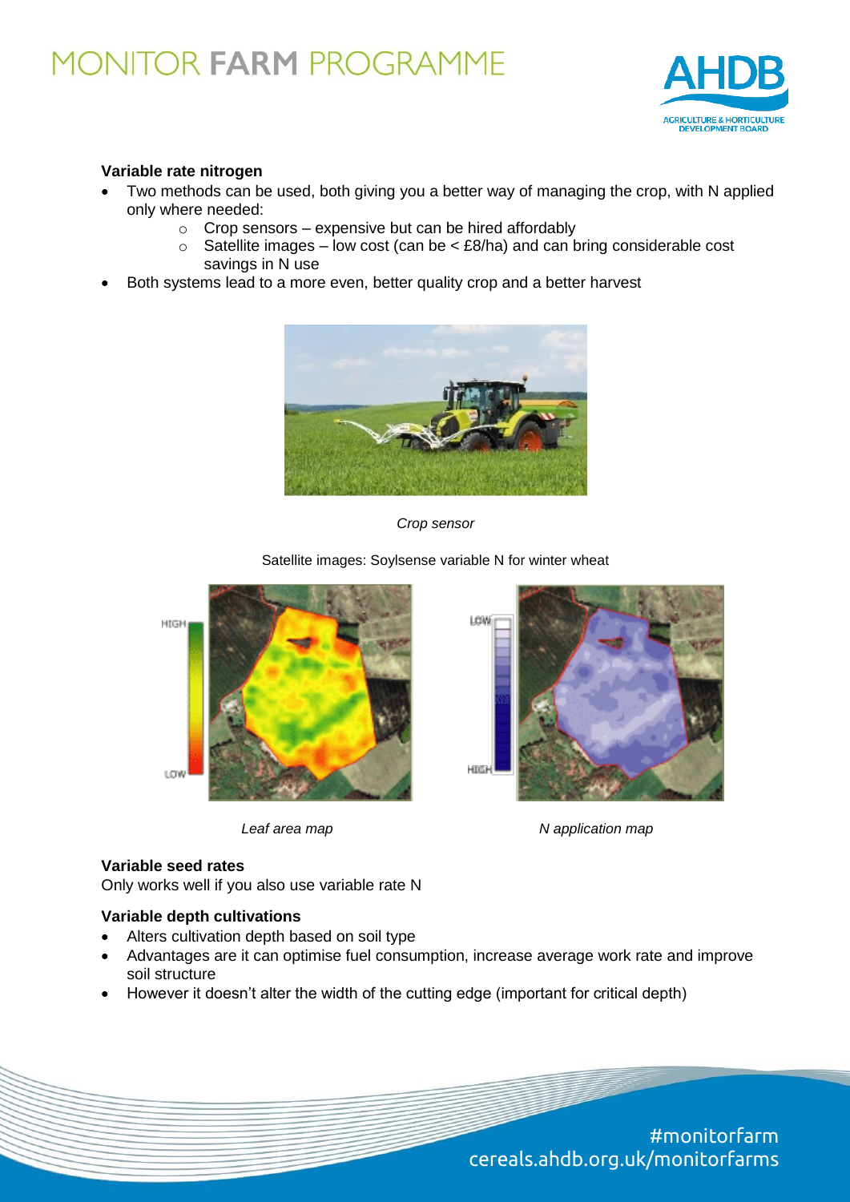**Variable rate nitrogen**

- Two methods can be used, both giving you a better way of managing the crop, with N applied only where needed:
  - Crop sensors – expensive but can be hired affordably
  - Satellite images – low cost (can be < £8/ha) and can bring considerable cost savings in N use
- Both systems lead to a more even, better quality crop and a better harvest

*Crop sensor*

Satellite images: Soylsense variable N for winter wheat

HIGH
LOW

LOW
HIGH

*Leaf area map*

*N application map*

**Variable seed rates**

Only works well if you also use variable rate N

**Variable depth cultivations**

- Alters cultivation depth based on soil type
- Advantages are it can optimise fuel consumption, increase average work rate and improve soil structure
- However it doesn't alter the width of the cutting edge (important for critical depth)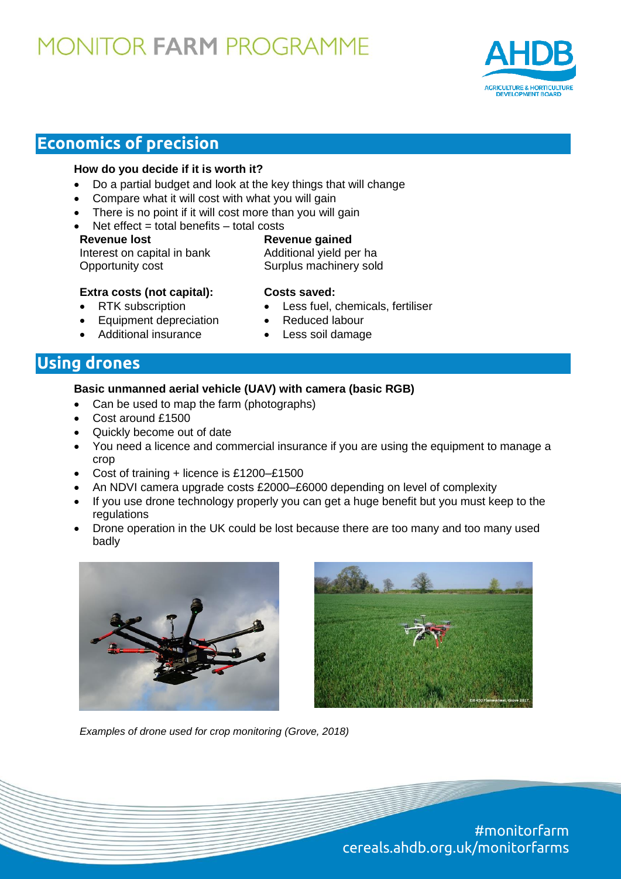# MONITOR FARM PROGRAMME

## Economics of precision

**How do you decide if it is worth it?**

- Do a partial budget and look at the key things that will change
- Compare what it will cost with what you will gain
- There is no point if it will cost more than you will gain
- Net effect = total benefits – total costs

**Revenue lost**
Interest on capital in bank
Opportunity cost

**Revenue gained**
Additional yield per ha
Surplus machinery sold

**Extra costs (not capital):**

- RTK subscription
- Equipment depreciation
- Additional insurance

**Costs saved:**

- Less fuel, chemicals, fertiliser
- Reduced labour
- Less soil damage

## Using drones

**Basic unmanned aerial vehicle (UAV) with camera (basic RGB)**

- Can be used to map the farm (photographs)
- Cost around £1500
- Quickly become out of date
- You need a licence and commercial insurance if you are using the equipment to manage a crop
- Cost of training + licence is £1200–£1500
- An NDVI camera upgrade costs £2000–£6000 depending on level of complexity
- If you use drone technology properly you can get a huge benefit but you must keep to the regulations
- Drone operation in the UK could be lost because there are too many and too many used badly

*Examples of drone used for crop monitoring (Grove, 2018)*

#monitorfarm
cereals.ahdb.org.uk/monitorfarms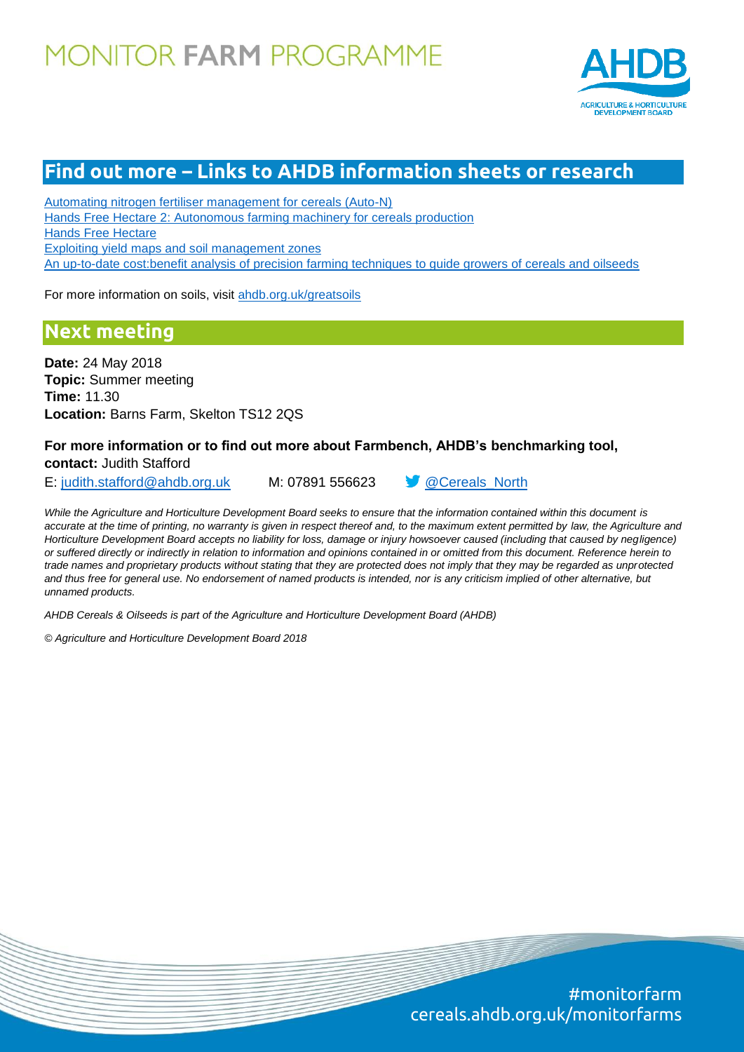# MONITOR FARM PROGRAMME

## Find out more – Links to AHDB information sheets or research

Automating nitrogen fertiliser management for cereals (Auto-N)
Hands Free Hectare 2: Autonomous farming machinery for cereals production
Hands Free Hectare
Exploiting yield maps and soil management zones
An up-to-date cost:benefit analysis of precision farming techniques to guide growers of cereals and oilseeds

For more information on soils, visit ahdb.org.uk/greatsoils

## Next meeting

**Date:** 24 May 2018
**Topic:** Summer meeting
**Time:** 11.30
**Location:** Barns Farm, Skelton TS12 2QS

**For more information or to find out more about Farmbench, AHDB's benchmarking tool, contact:** Judith Stafford

E: judith.stafford@ahdb.org.uk M: 07891 556623 @Cereals_North

*While the Agriculture and Horticulture Development Board seeks to ensure that the information contained within this document is accurate at the time of printing, no warranty is given in respect thereof and, to the maximum extent permitted by law, the Agriculture and Horticulture Development Board accepts no liability for loss, damage or injury howsoever caused (including that caused by negligence) or suffered directly or indirectly in relation to information and opinions contained in or omitted from this document. Reference herein to trade names and proprietary products without stating that they are protected does not imply that they may be regarded as unprotected and thus free for general use. No endorsement of named products is intended, nor is any criticism implied of other alternative, but unnamed products.*

*AHDB Cereals & Oilseeds is part of the Agriculture and Horticulture Development Board (AHDB)*

*© Agriculture and Horticulture Development Board 2018*

#monitorfarm
cereals.ahdb.org.uk/monitorfarms